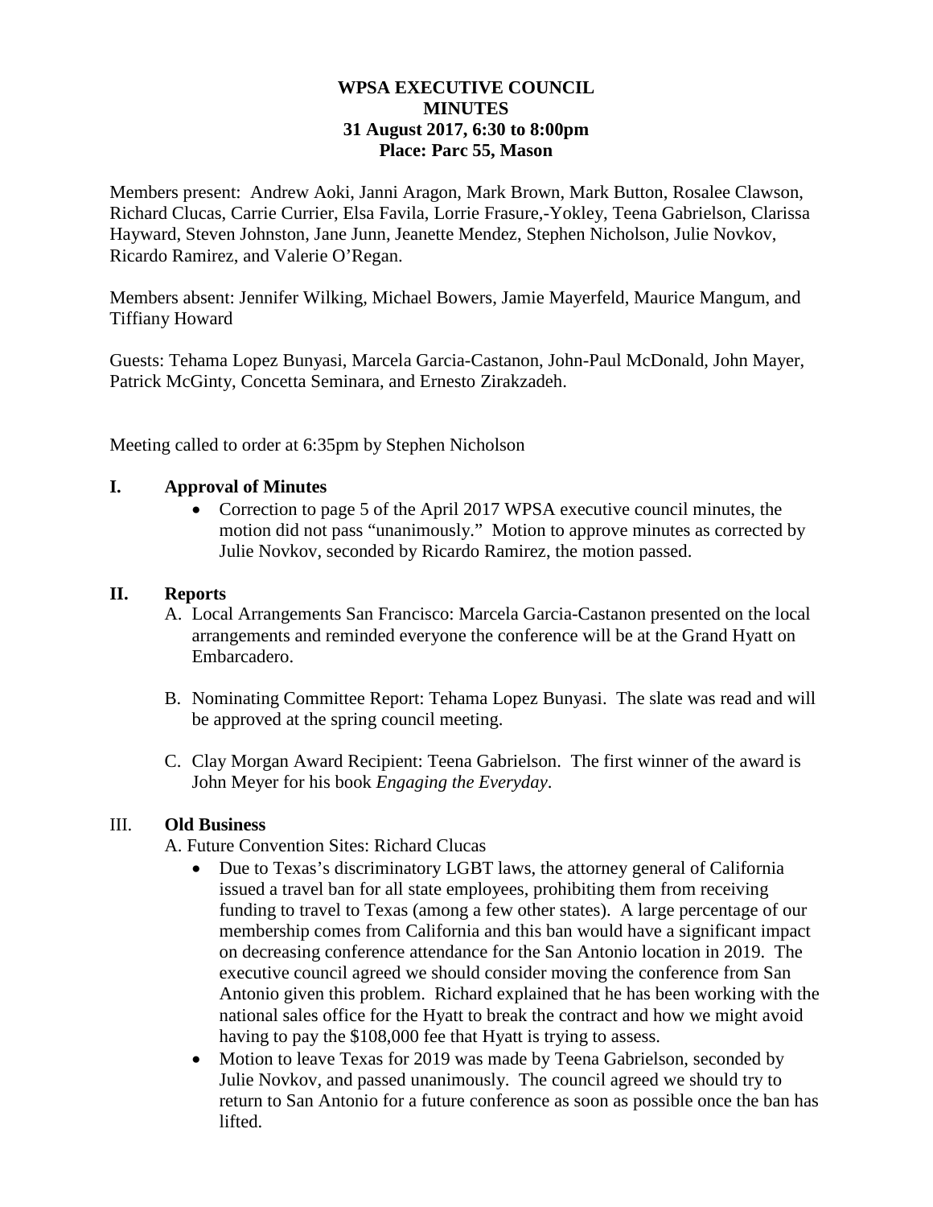**WPSA EXECUTIVE COUNCIL**
**MINUTES**
**31 August 2017, 6:30 to 8:00pm**
**Place: Parc 55, Mason**

Members present: Andrew Aoki, Janni Aragon, Mark Brown, Mark Button, Rosalee Clawson, Richard Clucas, Carrie Currier, Elsa Favila, Lorrie Frasure,-Yokley, Teena Gabrielson, Clarissa Hayward, Steven Johnston, Jane Junn, Jeanette Mendez, Stephen Nicholson, Julie Novkov, Ricardo Ramirez, and Valerie O'Regan.

Members absent: Jennifer Wilking, Michael Bowers, Jamie Mayerfeld, Maurice Mangum, and Tiffiany Howard

Guests: Tehama Lopez Bunyasi, Marcela Garcia-Castanon, John-Paul McDonald, John Mayer, Patrick McGinty, Concetta Seminara, and Ernesto Zirakzadeh.

Meeting called to order at 6:35pm by Stephen Nicholson

## I. Approval of Minutes

- Correction to page 5 of the April 2017 WPSA executive council minutes, the motion did not pass "unanimously." Motion to approve minutes as corrected by Julie Novkov, seconded by Ricardo Ramirez, the motion passed.

## II. Reports

A. Local Arrangements San Francisco: Marcela Garcia-Castanon presented on the local arrangements and reminded everyone the conference will be at the Grand Hyatt on Embarcadero.

B. Nominating Committee Report: Tehama Lopez Bunyasi. The slate was read and will be approved at the spring council meeting.

C. Clay Morgan Award Recipient: Teena Gabrielson. The first winner of the award is John Meyer for his book *Engaging the Everyday*.

## III. Old Business

A. Future Convention Sites: Richard Clucas

- Due to Texas's discriminatory LGBT laws, the attorney general of California issued a travel ban for all state employees, prohibiting them from receiving funding to travel to Texas (among a few other states). A large percentage of our membership comes from California and this ban would have a significant impact on decreasing conference attendance for the San Antonio location in 2019. The executive council agreed we should consider moving the conference from San Antonio given this problem. Richard explained that he has been working with the national sales office for the Hyatt to break the contract and how we might avoid having to pay the $108,000 fee that Hyatt is trying to assess.
- Motion to leave Texas for 2019 was made by Teena Gabrielson, seconded by Julie Novkov, and passed unanimously. The council agreed we should try to return to San Antonio for a future conference as soon as possible once the ban has lifted.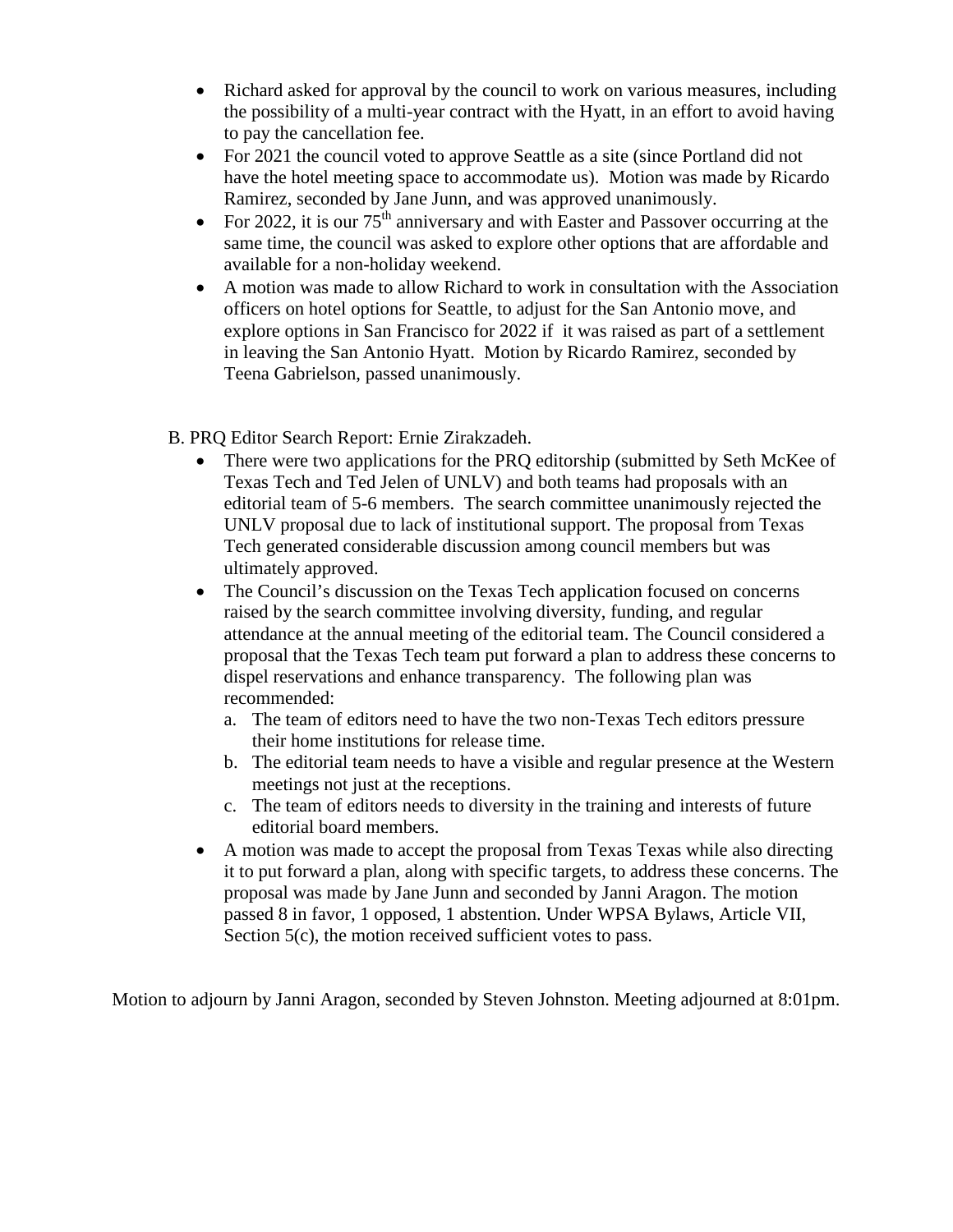- Richard asked for approval by the council to work on various measures, including the possibility of a multi-year contract with the Hyatt, in an effort to avoid having to pay the cancellation fee.
- For 2021 the council voted to approve Seattle as a site (since Portland did not have the hotel meeting space to accommodate us). Motion was made by Ricardo Ramirez, seconded by Jane Junn, and was approved unanimously.
- For 2022, it is our 75th anniversary and with Easter and Passover occurring at the same time, the council was asked to explore other options that are affordable and available for a non-holiday weekend.
- A motion was made to allow Richard to work in consultation with the Association officers on hotel options for Seattle, to adjust for the San Antonio move, and explore options in San Francisco for 2022 if it was raised as part of a settlement in leaving the San Antonio Hyatt. Motion by Ricardo Ramirez, seconded by Teena Gabrielson, passed unanimously.

B. PRQ Editor Search Report: Ernie Zirakzadeh.

- There were two applications for the PRQ editorship (submitted by Seth McKee of Texas Tech and Ted Jelen of UNLV) and both teams had proposals with an editorial team of 5-6 members. The search committee unanimously rejected the UNLV proposal due to lack of institutional support. The proposal from Texas Tech generated considerable discussion among council members but was ultimately approved.
- The Council's discussion on the Texas Tech application focused on concerns raised by the search committee involving diversity, funding, and regular attendance at the annual meeting of the editorial team. The Council considered a proposal that the Texas Tech team put forward a plan to address these concerns to dispel reservations and enhance transparency. The following plan was recommended:
  a. The team of editors need to have the two non-Texas Tech editors pressure their home institutions for release time.
  b. The editorial team needs to have a visible and regular presence at the Western meetings not just at the receptions.
  c. The team of editors needs to diversity in the training and interests of future editorial board members.
- A motion was made to accept the proposal from Texas Texas while also directing it to put forward a plan, along with specific targets, to address these concerns. The proposal was made by Jane Junn and seconded by Janni Aragon. The motion passed 8 in favor, 1 opposed, 1 abstention. Under WPSA Bylaws, Article VII, Section 5(c), the motion received sufficient votes to pass.

Motion to adjourn by Janni Aragon, seconded by Steven Johnston. Meeting adjourned at 8:01pm.